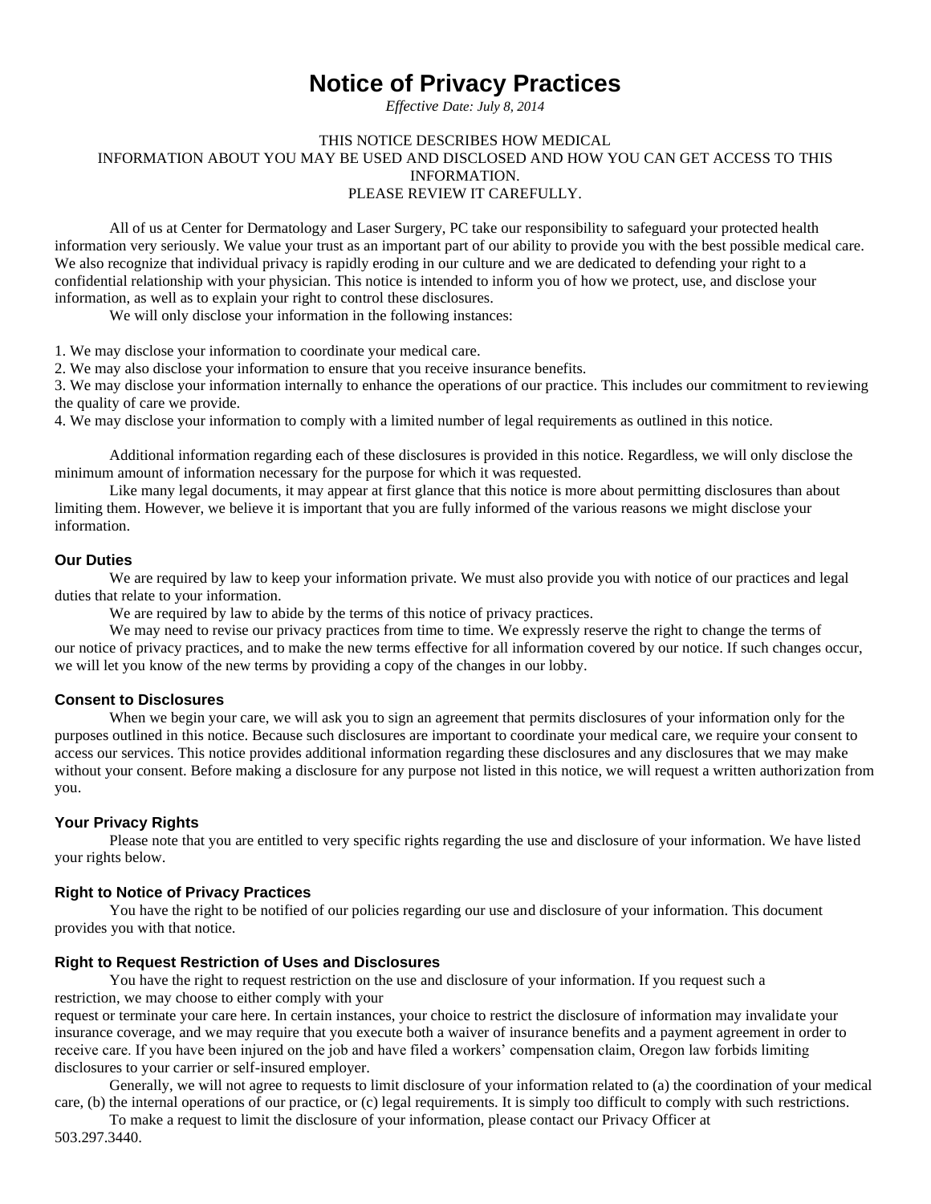# Notice of Privacy Practices

*Effective Date: July 8, 2014*

THIS NOTICE DESCRIBES HOW MEDICAL INFORMATION ABOUT YOU MAY BE USED AND DISCLOSED AND HOW YOU CAN GET ACCESS TO THIS INFORMATION.
PLEASE REVIEW IT CAREFULLY.

All of us at Center for Dermatology and Laser Surgery, PC take our responsibility to safeguard your protected health information very seriously. We value your trust as an important part of our ability to provide you with the best possible medical care. We also recognize that individual privacy is rapidly eroding in our culture and we are dedicated to defending your right to a confidential relationship with your physician. This notice is intended to inform you of how we protect, use, and disclose your information, as well as to explain your right to control these disclosures.

We will only disclose your information in the following instances:

1. We may disclose your information to coordinate your medical care.
2. We may also disclose your information to ensure that you receive insurance benefits.
3. We may disclose your information internally to enhance the operations of our practice. This includes our commitment to reviewing the quality of care we provide.
4. We may disclose your information to comply with a limited number of legal requirements as outlined in this notice.

Additional information regarding each of these disclosures is provided in this notice. Regardless, we will only disclose the minimum amount of information necessary for the purpose for which it was requested.

Like many legal documents, it may appear at first glance that this notice is more about permitting disclosures than about limiting them. However, we believe it is important that you are fully informed of the various reasons we might disclose your information.

### Our Duties

We are required by law to keep your information private. We must also provide you with notice of our practices and legal duties that relate to your information.

We are required by law to abide by the terms of this notice of privacy practices.

We may need to revise our privacy practices from time to time. We expressly reserve the right to change the terms of our notice of privacy practices, and to make the new terms effective for all information covered by our notice. If such changes occur, we will let you know of the new terms by providing a copy of the changes in our lobby.

### Consent to Disclosures

When we begin your care, we will ask you to sign an agreement that permits disclosures of your information only for the purposes outlined in this notice. Because such disclosures are important to coordinate your medical care, we require your consent to access our services. This notice provides additional information regarding these disclosures and any disclosures that we may make without your consent. Before making a disclosure for any purpose not listed in this notice, we will request a written authorization from you.

### Your Privacy Rights

Please note that you are entitled to very specific rights regarding the use and disclosure of your information. We have listed your rights below.

### Right to Notice of Privacy Practices

You have the right to be notified of our policies regarding our use and disclosure of your information. This document provides you with that notice.

### Right to Request Restriction of Uses and Disclosures

You have the right to request restriction on the use and disclosure of your information. If you request such a restriction, we may choose to either comply with your request or terminate your care here. In certain instances, your choice to restrict the disclosure of information may invalidate your insurance coverage, and we may require that you execute both a waiver of insurance benefits and a payment agreement in order to receive care. If you have been injured on the job and have filed a workers' compensation claim, Oregon law forbids limiting disclosures to your carrier or self-insured employer.

Generally, we will not agree to requests to limit disclosure of your information related to (a) the coordination of your medical care, (b) the internal operations of our practice, or (c) legal requirements. It is simply too difficult to comply with such restrictions.

To make a request to limit the disclosure of your information, please contact our Privacy Officer at 503.297.3440.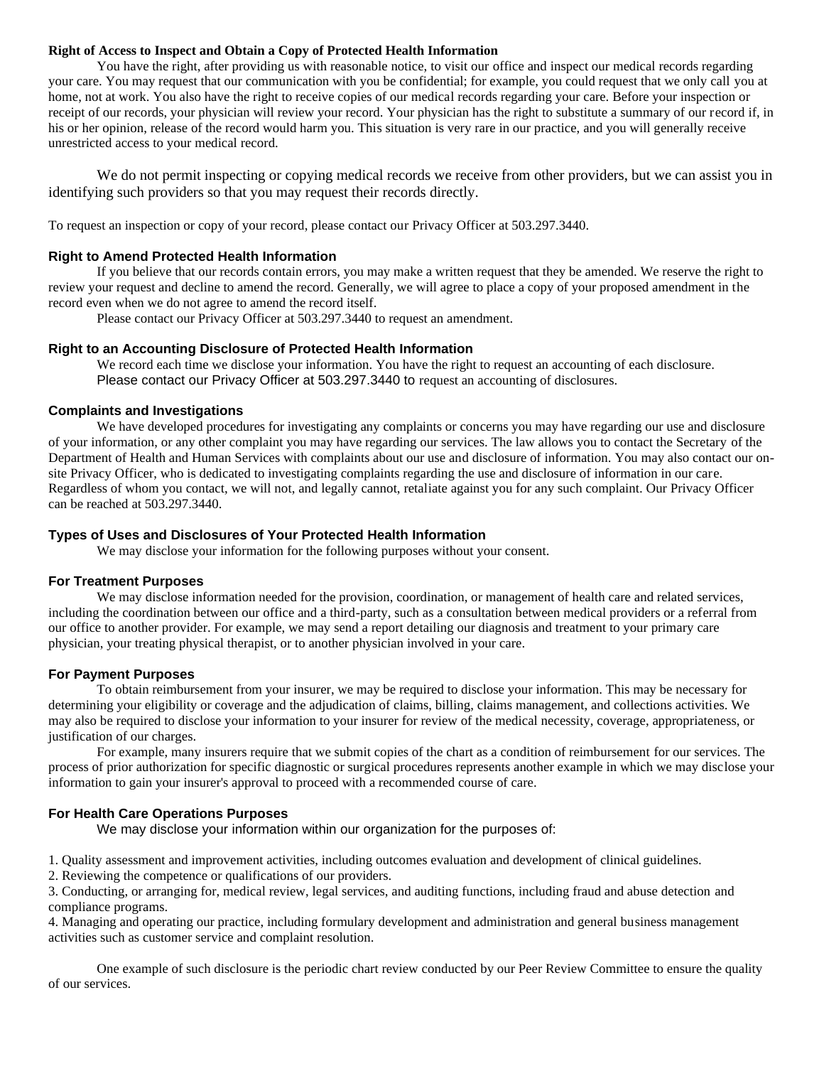**Right of Access to Inspect and Obtain a Copy of Protected Health Information**

You have the right, after providing us with reasonable notice, to visit our office and inspect our medical records regarding your care. You may request that our communication with you be confidential; for example, you could request that we only call you at home, not at work. You also have the right to receive copies of our medical records regarding your care. Before your inspection or receipt of our records, your physician will review your record. Your physician has the right to substitute a summary of our record if, in his or her opinion, release of the record would harm you. This situation is very rare in our practice, and you will generally receive unrestricted access to your medical record.

We do not permit inspecting or copying medical records we receive from other providers, but we can assist you in identifying such providers so that you may request their records directly.

To request an inspection or copy of your record, please contact our Privacy Officer at 503.297.3440.

**Right to Amend Protected Health Information**

If you believe that our records contain errors, you may make a written request that they be amended. We reserve the right to review your request and decline to amend the record. Generally, we will agree to place a copy of your proposed amendment in the record even when we do not agree to amend the record itself.

Please contact our Privacy Officer at 503.297.3440 to request an amendment.

**Right to an Accounting Disclosure of Protected Health Information**

We record each time we disclose your information. You have the right to request an accounting of each disclosure. Please contact our Privacy Officer at 503.297.3440 to request an accounting of disclosures.

**Complaints and Investigations**

We have developed procedures for investigating any complaints or concerns you may have regarding our use and disclosure of your information, or any other complaint you may have regarding our services. The law allows you to contact the Secretary of the Department of Health and Human Services with complaints about our use and disclosure of information. You may also contact our on-site Privacy Officer, who is dedicated to investigating complaints regarding the use and disclosure of information in our care. Regardless of whom you contact, we will not, and legally cannot, retaliate against you for any such complaint. Our Privacy Officer can be reached at 503.297.3440.

**Types of Uses and Disclosures of Your Protected Health Information**

We may disclose your information for the following purposes without your consent.

**For Treatment Purposes**

We may disclose information needed for the provision, coordination, or management of health care and related services, including the coordination between our office and a third-party, such as a consultation between medical providers or a referral from our office to another provider. For example, we may send a report detailing our diagnosis and treatment to your primary care physician, your treating physical therapist, or to another physician involved in your care.

**For Payment Purposes**

To obtain reimbursement from your insurer, we may be required to disclose your information. This may be necessary for determining your eligibility or coverage and the adjudication of claims, billing, claims management, and collections activities. We may also be required to disclose your information to your insurer for review of the medical necessity, coverage, appropriateness, or justification of our charges.

For example, many insurers require that we submit copies of the chart as a condition of reimbursement for our services. The process of prior authorization for specific diagnostic or surgical procedures represents another example in which we may disclose your information to gain your insurer's approval to proceed with a recommended course of care.

**For Health Care Operations Purposes**

We may disclose your information within our organization for the purposes of:

1. Quality assessment and improvement activities, including outcomes evaluation and development of clinical guidelines.
2. Reviewing the competence or qualifications of our providers.
3. Conducting, or arranging for, medical review, legal services, and auditing functions, including fraud and abuse detection and compliance programs.
4. Managing and operating our practice, including formulary development and administration and general business management activities such as customer service and complaint resolution.

One example of such disclosure is the periodic chart review conducted by our Peer Review Committee to ensure the quality of our services.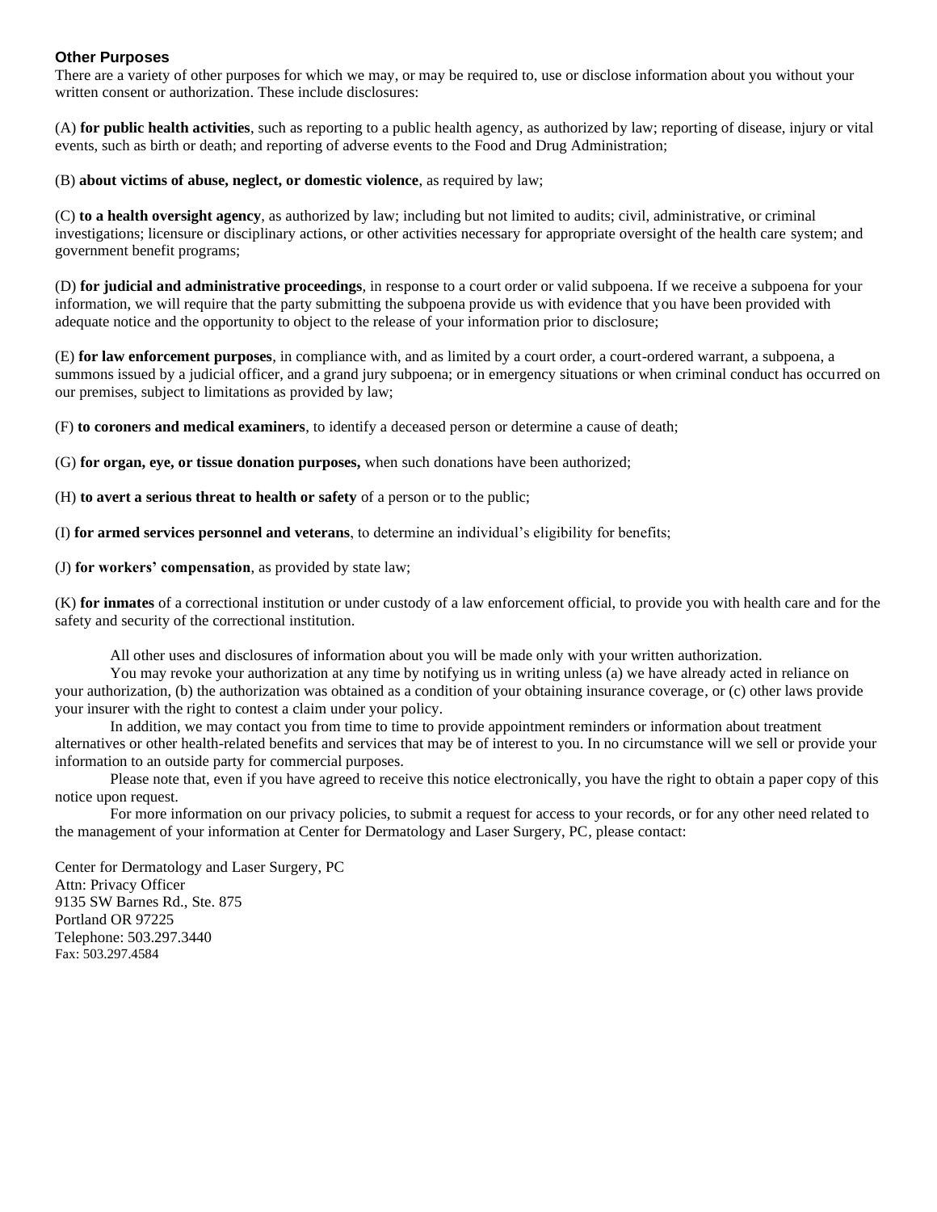### Other Purposes

There are a variety of other purposes for which we may, or may be required to, use or disclose information about you without your written consent or authorization. These include disclosures:

(A) **for public health activities**, such as reporting to a public health agency, as authorized by law; reporting of disease, injury or vital events, such as birth or death; and reporting of adverse events to the Food and Drug Administration;

(B) **about victims of abuse, neglect, or domestic violence**, as required by law;

(C) **to a health oversight agency**, as authorized by law; including but not limited to audits; civil, administrative, or criminal investigations; licensure or disciplinary actions, or other activities necessary for appropriate oversight of the health care system; and government benefit programs;

(D) **for judicial and administrative proceedings**, in response to a court order or valid subpoena. If we receive a subpoena for your information, we will require that the party submitting the subpoena provide us with evidence that you have been provided with adequate notice and the opportunity to object to the release of your information prior to disclosure;

(E) **for law enforcement purposes**, in compliance with, and as limited by a court order, a court-ordered warrant, a subpoena, a summons issued by a judicial officer, and a grand jury subpoena; or in emergency situations or when criminal conduct has occurred on our premises, subject to limitations as provided by law;

(F) **to coroners and medical examiners**, to identify a deceased person or determine a cause of death;

(G) **for organ, eye, or tissue donation purposes,** when such donations have been authorized;

(H) **to avert a serious threat to health or safety** of a person or to the public;

(I) **for armed services personnel and veterans**, to determine an individual's eligibility for benefits;

(J) **for workers' compensation**, as provided by state law;

(K) **for inmates** of a correctional institution or under custody of a law enforcement official, to provide you with health care and for the safety and security of the correctional institution.

All other uses and disclosures of information about you will be made only with your written authorization.

You may revoke your authorization at any time by notifying us in writing unless (a) we have already acted in reliance on your authorization, (b) the authorization was obtained as a condition of your obtaining insurance coverage, or (c) other laws provide your insurer with the right to contest a claim under your policy.

In addition, we may contact you from time to time to provide appointment reminders or information about treatment alternatives or other health-related benefits and services that may be of interest to you. In no circumstance will we sell or provide your information to an outside party for commercial purposes.

Please note that, even if you have agreed to receive this notice electronically, you have the right to obtain a paper copy of this notice upon request.

For more information on our privacy policies, to submit a request for access to your records, or for any other need related to the management of your information at Center for Dermatology and Laser Surgery, PC, please contact:

Center for Dermatology and Laser Surgery, PC
Attn: Privacy Officer
9135 SW Barnes Rd., Ste. 875
Portland OR 97225
Telephone: 503.297.3440
Fax: 503.297.4584